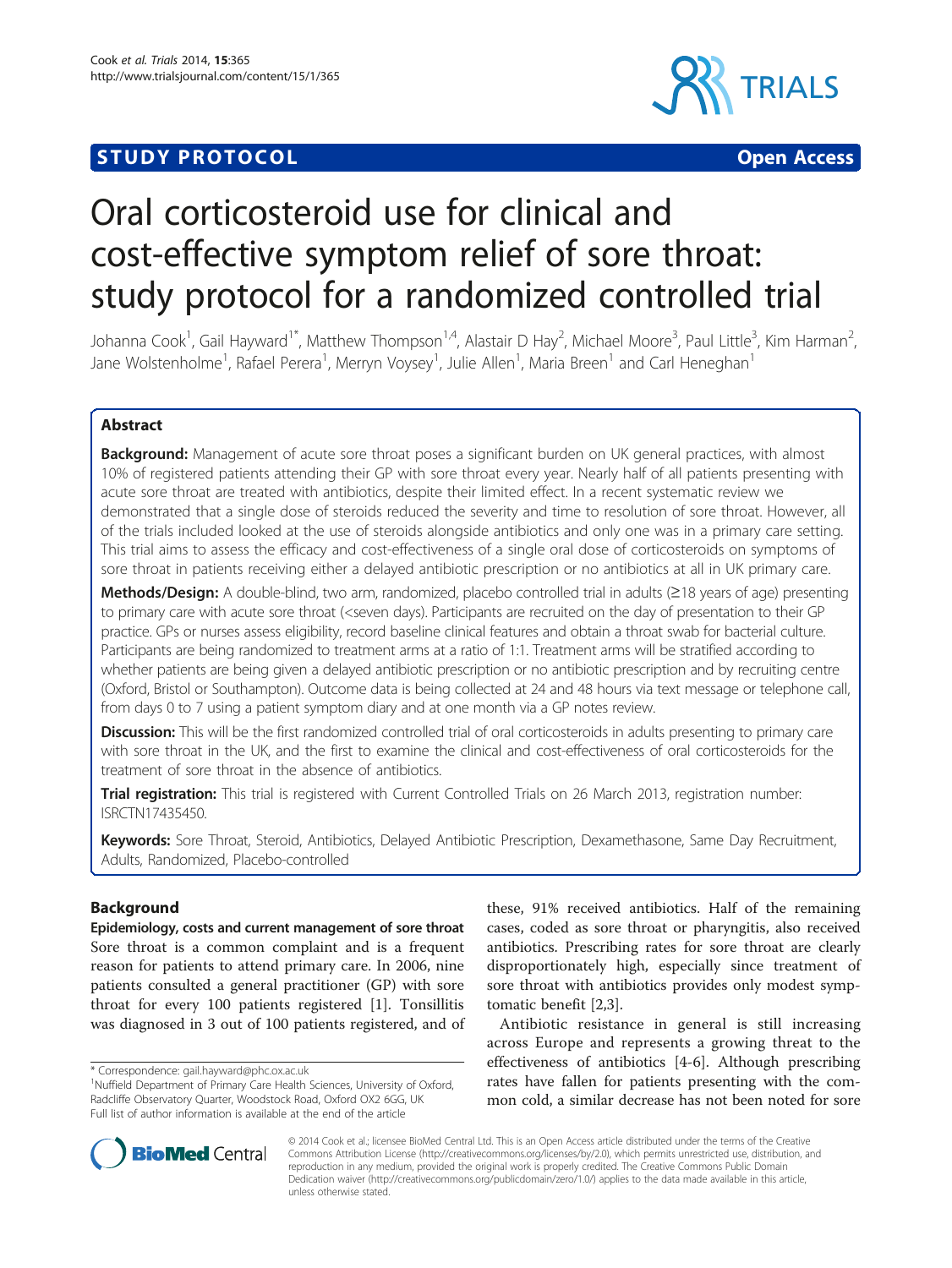STUDY PROTOCOL Open Access

# Oral corticosteroid use for clinical and cost-effective symptom relief of sore throat: study protocol for a randomized controlled trial

Johanna Cook[1], Gail Hayward[1*], Matthew Thompson[1,4], Alastair D Hay[2], Michael Moore[3], Paul Little[3], Kim Harman[2], Jane Wolstenholme[1], Rafael Perera[1], Merryn Voysey[1], Julie Allen[1], Maria Breen[1] and Carl Heneghan[1]

## Abstract

**Background:** Management of acute sore throat poses a significant burden on UK general practices, with almost 10% of registered patients attending their GP with sore throat every year. Nearly half of all patients presenting with acute sore throat are treated with antibiotics, despite their limited effect. In a recent systematic review we demonstrated that a single dose of steroids reduced the severity and time to resolution of sore throat. However, all of the trials included looked at the use of steroids alongside antibiotics and only one was in a primary care setting. This trial aims to assess the efficacy and cost-effectiveness of a single oral dose of corticosteroids on symptoms of sore throat in patients receiving either a delayed antibiotic prescription or no antibiotics at all in UK primary care.

**Methods/Design:** A double-blind, two arm, randomized, placebo controlled trial in adults (≥18 years of age) presenting to primary care with acute sore throat (<seven days). Participants are recruited on the day of presentation to their GP practice. GPs or nurses assess eligibility, record baseline clinical features and obtain a throat swab for bacterial culture. Participants are being randomized to treatment arms at a ratio of 1:1. Treatment arms will be stratified according to whether patients are being given a delayed antibiotic prescription or no antibiotic prescription and by recruiting centre (Oxford, Bristol or Southampton). Outcome data is being collected at 24 and 48 hours via text message or telephone call, from days 0 to 7 using a patient symptom diary and at one month via a GP notes review.

**Discussion:** This will be the first randomized controlled trial of oral corticosteroids in adults presenting to primary care with sore throat in the UK, and the first to examine the clinical and cost-effectiveness of oral corticosteroids for the treatment of sore throat in the absence of antibiotics.

**Trial registration:** This trial is registered with Current Controlled Trials on 26 March 2013, registration number: ISRCTN17435450.

**Keywords:** Sore Throat, Steroid, Antibiotics, Delayed Antibiotic Prescription, Dexamethasone, Same Day Recruitment, Adults, Randomized, Placebo-controlled

## Background

### Epidemiology, costs and current management of sore throat

Sore throat is a common complaint and is a frequent reason for patients to attend primary care. In 2006, nine patients consulted a general practitioner (GP) with sore throat for every 100 patients registered [1]. Tonsillitis was diagnosed in 3 out of 100 patients registered, and of these, 91% received antibiotics. Half of the remaining cases, coded as sore throat or pharyngitis, also received antibiotics. Prescribing rates for sore throat are clearly disproportionately high, especially since treatment of sore throat with antibiotics provides only modest symptomatic benefit [2,3].

Antibiotic resistance in general is still increasing across Europe and represents a growing threat to the effectiveness of antibiotics [4-6]. Although prescribing rates have fallen for patients presenting with the common cold, a similar decrease has not been noted for sore

\* Correspondence: gail.hayward@phc.ox.ac.uk
[1]Nuffield Department of Primary Care Health Sciences, University of Oxford, Radcliffe Observatory Quarter, Woodstock Road, Oxford OX2 6GG, UK
Full list of author information is available at the end of the article

© 2014 Cook et al.; licensee BioMed Central Ltd. This is an Open Access article distributed under the terms of the Creative Commons Attribution License (http://creativecommons.org/licenses/by/2.0), which permits unrestricted use, distribution, and reproduction in any medium, provided the original work is properly credited. The Creative Commons Public Domain Dedication waiver (http://creativecommons.org/publicdomain/zero/1.0/) applies to the data made available in this article, unless otherwise stated.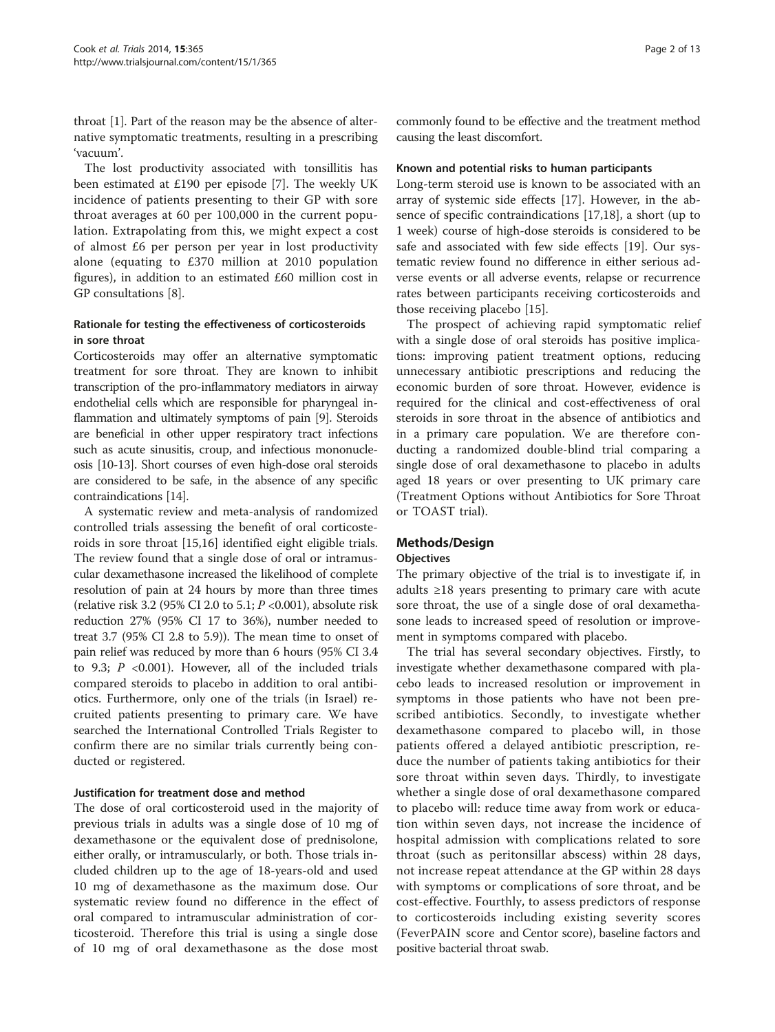throat [1]. Part of the reason may be the absence of alternative symptomatic treatments, resulting in a prescribing 'vacuum'.

The lost productivity associated with tonsillitis has been estimated at £190 per episode [7]. The weekly UK incidence of patients presenting to their GP with sore throat averages at 60 per 100,000 in the current population. Extrapolating from this, we might expect a cost of almost £6 per person per year in lost productivity alone (equating to £370 million at 2010 population figures), in addition to an estimated £60 million cost in GP consultations [8].

### Rationale for testing the effectiveness of corticosteroids in sore throat

Corticosteroids may offer an alternative symptomatic treatment for sore throat. They are known to inhibit transcription of the pro-inflammatory mediators in airway endothelial cells which are responsible for pharyngeal inflammation and ultimately symptoms of pain [9]. Steroids are beneficial in other upper respiratory tract infections such as acute sinusitis, croup, and infectious mononucleosis [10-13]. Short courses of even high-dose oral steroids are considered to be safe, in the absence of any specific contraindications [14].

A systematic review and meta-analysis of randomized controlled trials assessing the benefit of oral corticosteroids in sore throat [15,16] identified eight eligible trials. The review found that a single dose of oral or intramuscular dexamethasone increased the likelihood of complete resolution of pain at 24 hours by more than three times (relative risk 3.2 (95% CI 2.0 to 5.1; $P$ <0.001), absolute risk reduction 27% (95% CI 17 to 36%), number needed to treat 3.7 (95% CI 2.8 to 5.9)). The mean time to onset of pain relief was reduced by more than 6 hours (95% CI 3.4 to 9.3; $P$ <0.001). However, all of the included trials compared steroids to placebo in addition to oral antibiotics. Furthermore, only one of the trials (in Israel) recruited patients presenting to primary care. We have searched the International Controlled Trials Register to confirm there are no similar trials currently being conducted or registered.

### Justification for treatment dose and method

The dose of oral corticosteroid used in the majority of previous trials in adults was a single dose of 10 mg of dexamethasone or the equivalent dose of prednisolone, either orally, or intramuscularly, or both. Those trials included children up to the age of 18-years-old and used 10 mg of dexamethasone as the maximum dose. Our systematic review found no difference in the effect of oral compared to intramuscular administration of corticosteroid. Therefore this trial is using a single dose of 10 mg of oral dexamethasone as the dose most commonly found to be effective and the treatment method causing the least discomfort.

### Known and potential risks to human participants

Long-term steroid use is known to be associated with an array of systemic side effects [17]. However, in the absence of specific contraindications [17,18], a short (up to 1 week) course of high-dose steroids is considered to be safe and associated with few side effects [19]. Our systematic review found no difference in either serious adverse events or all adverse events, relapse or recurrence rates between participants receiving corticosteroids and those receiving placebo [15].

The prospect of achieving rapid symptomatic relief with a single dose of oral steroids has positive implications: improving patient treatment options, reducing unnecessary antibiotic prescriptions and reducing the economic burden of sore throat. However, evidence is required for the clinical and cost-effectiveness of oral steroids in sore throat in the absence of antibiotics and in a primary care population. We are therefore conducting a randomized double-blind trial comparing a single dose of oral dexamethasone to placebo in adults aged 18 years or over presenting to UK primary care (Treatment Options without Antibiotics for Sore Throat or TOAST trial).

## Methods/Design

### Objectives

The primary objective of the trial is to investigate if, in adults ≥18 years presenting to primary care with acute sore throat, the use of a single dose of oral dexamethasone leads to increased speed of resolution or improvement in symptoms compared with placebo.

The trial has several secondary objectives. Firstly, to investigate whether dexamethasone compared with placebo leads to increased resolution or improvement in symptoms in those patients who have not been prescribed antibiotics. Secondly, to investigate whether dexamethasone compared to placebo will, in those patients offered a delayed antibiotic prescription, reduce the number of patients taking antibiotics for their sore throat within seven days. Thirdly, to investigate whether a single dose of oral dexamethasone compared to placebo will: reduce time away from work or education within seven days, not increase the incidence of hospital admission with complications related to sore throat (such as peritonsillar abscess) within 28 days, not increase repeat attendance at the GP within 28 days with symptoms or complications of sore throat, and be cost-effective. Fourthly, to assess predictors of response to corticosteroids including existing severity scores (FeverPAIN score and Centor score), baseline factors and positive bacterial throat swab.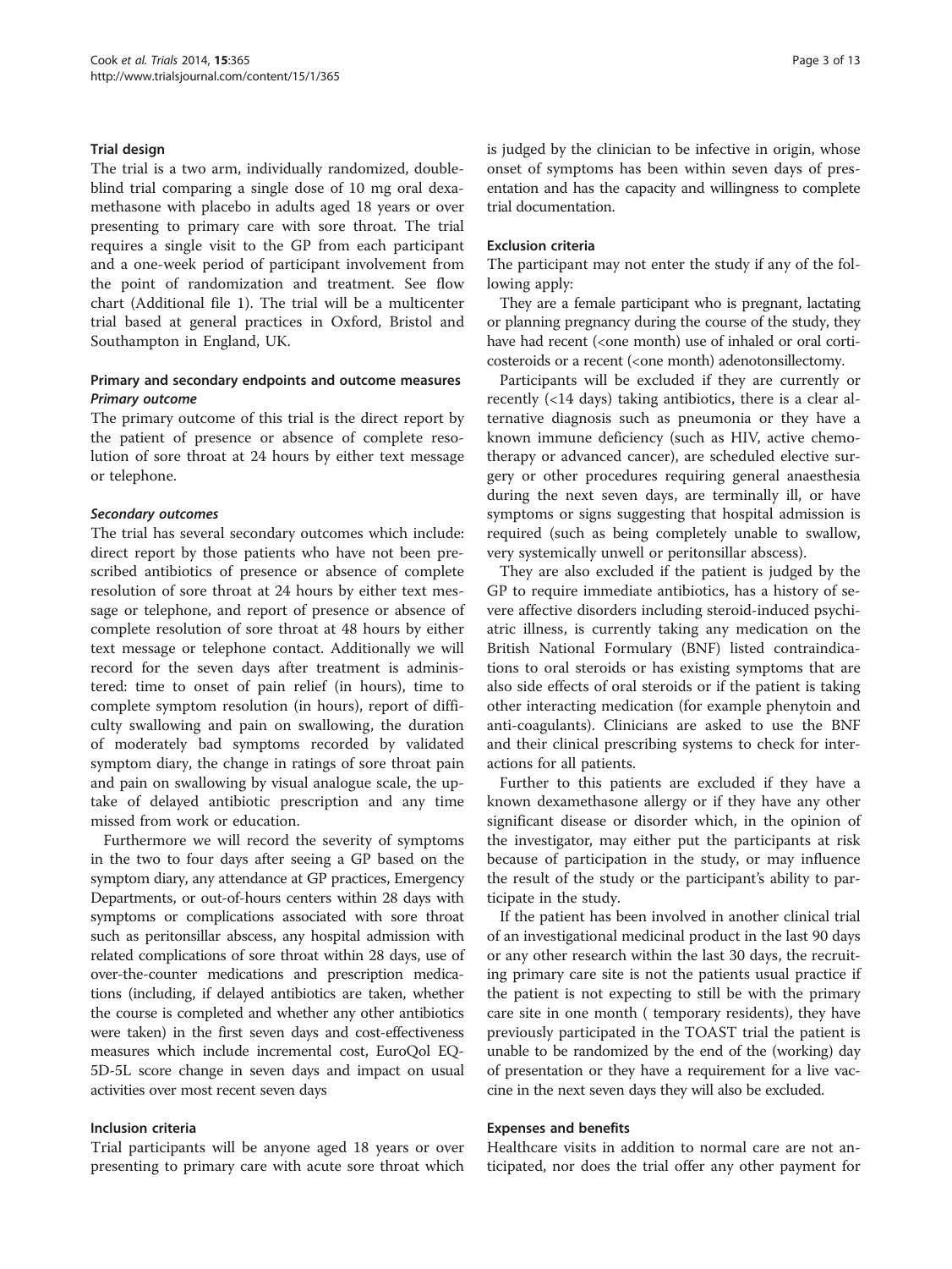### Trial design

The trial is a two arm, individually randomized, double-blind trial comparing a single dose of 10 mg oral dexamethasone with placebo in adults aged 18 years or over presenting to primary care with sore throat. The trial requires a single visit to the GP from each participant and a one-week period of participant involvement from the point of randomization and treatment. See flow chart (Additional file 1). The trial will be a multicenter trial based at general practices in Oxford, Bristol and Southampton in England, UK.

### Primary and secondary endpoints and outcome measures

#### *Primary outcome*

The primary outcome of this trial is the direct report by the patient of presence or absence of complete resolution of sore throat at 24 hours by either text message or telephone.

#### *Secondary outcomes*

The trial has several secondary outcomes which include: direct report by those patients who have not been prescribed antibiotics of presence or absence of complete resolution of sore throat at 24 hours by either text message or telephone, and report of presence or absence of complete resolution of sore throat at 48 hours by either text message or telephone contact. Additionally we will record for the seven days after treatment is administered: time to onset of pain relief (in hours), time to complete symptom resolution (in hours), report of difficulty swallowing and pain on swallowing, the duration of moderately bad symptoms recorded by validated symptom diary, the change in ratings of sore throat pain and pain on swallowing by visual analogue scale, the uptake of delayed antibiotic prescription and any time missed from work or education.

Furthermore we will record the severity of symptoms in the two to four days after seeing a GP based on the symptom diary, any attendance at GP practices, Emergency Departments, or out-of-hours centers within 28 days with symptoms or complications associated with sore throat such as peritonsillar abscess, any hospital admission with related complications of sore throat within 28 days, use of over-the-counter medications and prescription medications (including, if delayed antibiotics are taken, whether the course is completed and whether any other antibiotics were taken) in the first seven days and cost-effectiveness measures which include incremental cost, EuroQol EQ-5D-5L score change in seven days and impact on usual activities over most recent seven days

### Inclusion criteria

Trial participants will be anyone aged 18 years or over presenting to primary care with acute sore throat which is judged by the clinician to be infective in origin, whose onset of symptoms has been within seven days of presentation and has the capacity and willingness to complete trial documentation.

### Exclusion criteria

The participant may not enter the study if any of the following apply:

They are a female participant who is pregnant, lactating or planning pregnancy during the course of the study, they have had recent (<one month) use of inhaled or oral corticosteroids or a recent (<one month) adenotonsillectomy.

Participants will be excluded if they are currently or recently (<14 days) taking antibiotics, there is a clear alternative diagnosis such as pneumonia or they have a known immune deficiency (such as HIV, active chemotherapy or advanced cancer), are scheduled elective surgery or other procedures requiring general anaesthesia during the next seven days, are terminally ill, or have symptoms or signs suggesting that hospital admission is required (such as being completely unable to swallow, very systemically unwell or peritonsillar abscess).

They are also excluded if the patient is judged by the GP to require immediate antibiotics, has a history of severe affective disorders including steroid-induced psychiatric illness, is currently taking any medication on the British National Formulary (BNF) listed contraindications to oral steroids or has existing symptoms that are also side effects of oral steroids or if the patient is taking other interacting medication (for example phenytoin and anti-coagulants). Clinicians are asked to use the BNF and their clinical prescribing systems to check for interactions for all patients.

Further to this patients are excluded if they have a known dexamethasone allergy or if they have any other significant disease or disorder which, in the opinion of the investigator, may either put the participants at risk because of participation in the study, or may influence the result of the study or the participant's ability to participate in the study.

If the patient has been involved in another clinical trial of an investigational medicinal product in the last 90 days or any other research within the last 30 days, the recruiting primary care site is not the patients usual practice if the patient is not expecting to still be with the primary care site in one month ( temporary residents), they have previously participated in the TOAST trial the patient is unable to be randomized by the end of the (working) day of presentation or they have a requirement for a live vaccine in the next seven days they will also be excluded.

### Expenses and benefits

Healthcare visits in addition to normal care are not anticipated, nor does the trial offer any other payment for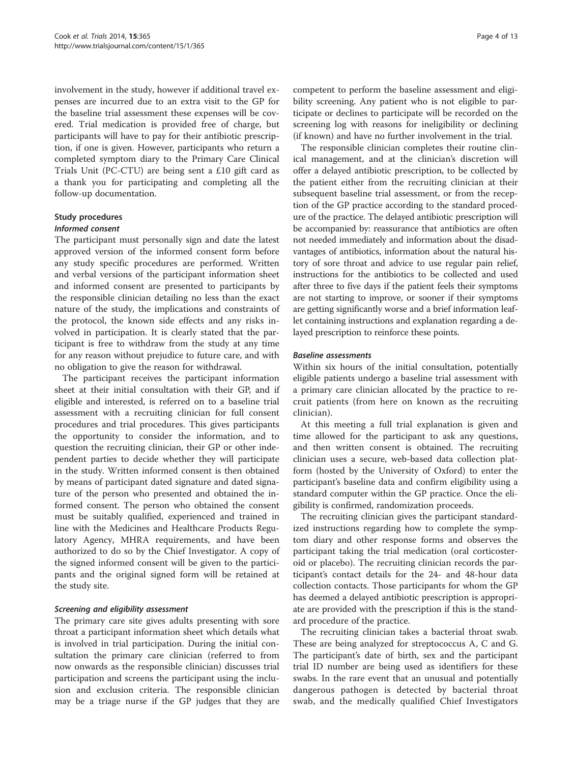involvement in the study, however if additional travel expenses are incurred due to an extra visit to the GP for the baseline trial assessment these expenses will be covered. Trial medication is provided free of charge, but participants will have to pay for their antibiotic prescription, if one is given. However, participants who return a completed symptom diary to the Primary Care Clinical Trials Unit (PC-CTU) are being sent a £10 gift card as a thank you for participating and completing all the follow-up documentation.

### Study procedures

#### *Informed consent*

The participant must personally sign and date the latest approved version of the informed consent form before any study specific procedures are performed. Written and verbal versions of the participant information sheet and informed consent are presented to participants by the responsible clinician detailing no less than the exact nature of the study, the implications and constraints of the protocol, the known side effects and any risks involved in participation. It is clearly stated that the participant is free to withdraw from the study at any time for any reason without prejudice to future care, and with no obligation to give the reason for withdrawal.

The participant receives the participant information sheet at their initial consultation with their GP, and if eligible and interested, is referred on to a baseline trial assessment with a recruiting clinician for full consent procedures and trial procedures. This gives participants the opportunity to consider the information, and to question the recruiting clinician, their GP or other independent parties to decide whether they will participate in the study. Written informed consent is then obtained by means of participant dated signature and dated signature of the person who presented and obtained the informed consent. The person who obtained the consent must be suitably qualified, experienced and trained in line with the Medicines and Healthcare Products Regulatory Agency, MHRA requirements, and have been authorized to do so by the Chief Investigator. A copy of the signed informed consent will be given to the participants and the original signed form will be retained at the study site.

#### *Screening and eligibility assessment*

The primary care site gives adults presenting with sore throat a participant information sheet which details what is involved in trial participation. During the initial consultation the primary care clinician (referred to from now onwards as the responsible clinician) discusses trial participation and screens the participant using the inclusion and exclusion criteria. The responsible clinician may be a triage nurse if the GP judges that they are competent to perform the baseline assessment and eligibility screening. Any patient who is not eligible to participate or declines to participate will be recorded on the screening log with reasons for ineligibility or declining (if known) and have no further involvement in the trial.

The responsible clinician completes their routine clinical management, and at the clinician's discretion will offer a delayed antibiotic prescription, to be collected by the patient either from the recruiting clinician at their subsequent baseline trial assessment, or from the reception of the GP practice according to the standard procedure of the practice. The delayed antibiotic prescription will be accompanied by: reassurance that antibiotics are often not needed immediately and information about the disadvantages of antibiotics, information about the natural history of sore throat and advice to use regular pain relief, instructions for the antibiotics to be collected and used after three to five days if the patient feels their symptoms are not starting to improve, or sooner if their symptoms are getting significantly worse and a brief information leaflet containing instructions and explanation regarding a delayed prescription to reinforce these points.

#### *Baseline assessments*

Within six hours of the initial consultation, potentially eligible patients undergo a baseline trial assessment with a primary care clinician allocated by the practice to recruit patients (from here on known as the recruiting clinician).

At this meeting a full trial explanation is given and time allowed for the participant to ask any questions, and then written consent is obtained. The recruiting clinician uses a secure, web-based data collection platform (hosted by the University of Oxford) to enter the participant's baseline data and confirm eligibility using a standard computer within the GP practice. Once the eligibility is confirmed, randomization proceeds.

The recruiting clinician gives the participant standardized instructions regarding how to complete the symptom diary and other response forms and observes the participant taking the trial medication (oral corticosteroid or placebo). The recruiting clinician records the participant's contact details for the 24- and 48-hour data collection contacts. Those participants for whom the GP has deemed a delayed antibiotic prescription is appropriate are provided with the prescription if this is the standard procedure of the practice.

The recruiting clinician takes a bacterial throat swab. These are being analyzed for streptococcus A, C and G. The participant's date of birth, sex and the participant trial ID number are being used as identifiers for these swabs. In the rare event that an unusual and potentially dangerous pathogen is detected by bacterial throat swab, and the medically qualified Chief Investigators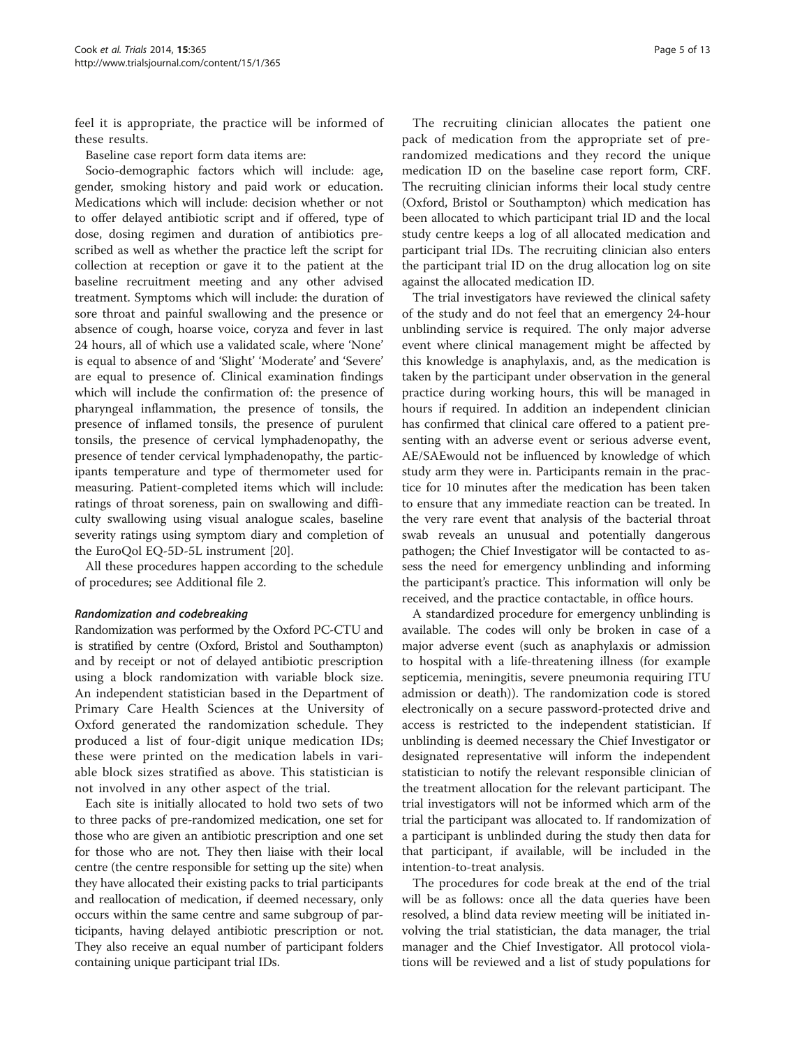feel it is appropriate, the practice will be informed of these results.

Baseline case report form data items are:

Socio-demographic factors which will include: age, gender, smoking history and paid work or education. Medications which will include: decision whether or not to offer delayed antibiotic script and if offered, type of dose, dosing regimen and duration of antibiotics prescribed as well as whether the practice left the script for collection at reception or gave it to the patient at the baseline recruitment meeting and any other advised treatment. Symptoms which will include: the duration of sore throat and painful swallowing and the presence or absence of cough, hoarse voice, coryza and fever in last 24 hours, all of which use a validated scale, where 'None' is equal to absence of and 'Slight' 'Moderate' and 'Severe' are equal to presence of. Clinical examination findings which will include the confirmation of: the presence of pharyngeal inflammation, the presence of tonsils, the presence of inflamed tonsils, the presence of purulent tonsils, the presence of cervical lymphadenopathy, the presence of tender cervical lymphadenopathy, the participants temperature and type of thermometer used for measuring. Patient-completed items which will include: ratings of throat soreness, pain on swallowing and difficulty swallowing using visual analogue scales, baseline severity ratings using symptom diary and completion of the EuroQol EQ-5D-5L instrument [20].

All these procedures happen according to the schedule of procedures; see Additional file 2.

#### *Randomization and codebreaking*

Randomization was performed by the Oxford PC-CTU and is stratified by centre (Oxford, Bristol and Southampton) and by receipt or not of delayed antibiotic prescription using a block randomization with variable block size. An independent statistician based in the Department of Primary Care Health Sciences at the University of Oxford generated the randomization schedule. They produced a list of four-digit unique medication IDs; these were printed on the medication labels in variable block sizes stratified as above. This statistician is not involved in any other aspect of the trial.

Each site is initially allocated to hold two sets of two to three packs of pre-randomized medication, one set for those who are given an antibiotic prescription and one set for those who are not. They then liaise with their local centre (the centre responsible for setting up the site) when they have allocated their existing packs to trial participants and reallocation of medication, if deemed necessary, only occurs within the same centre and same subgroup of participants, having delayed antibiotic prescription or not. They also receive an equal number of participant folders containing unique participant trial IDs.

The recruiting clinician allocates the patient one pack of medication from the appropriate set of pre-randomized medications and they record the unique medication ID on the baseline case report form, CRF. The recruiting clinician informs their local study centre (Oxford, Bristol or Southampton) which medication has been allocated to which participant trial ID and the local study centre keeps a log of all allocated medication and participant trial IDs. The recruiting clinician also enters the participant trial ID on the drug allocation log on site against the allocated medication ID.

The trial investigators have reviewed the clinical safety of the study and do not feel that an emergency 24-hour unblinding service is required. The only major adverse event where clinical management might be affected by this knowledge is anaphylaxis, and, as the medication is taken by the participant under observation in the general practice during working hours, this will be managed in hours if required. In addition an independent clinician has confirmed that clinical care offered to a patient presenting with an adverse event or serious adverse event, AE/SAEwould not be influenced by knowledge of which study arm they were in. Participants remain in the practice for 10 minutes after the medication has been taken to ensure that any immediate reaction can be treated. In the very rare event that analysis of the bacterial throat swab reveals an unusual and potentially dangerous pathogen; the Chief Investigator will be contacted to assess the need for emergency unblinding and informing the participant's practice. This information will only be received, and the practice contactable, in office hours.

A standardized procedure for emergency unblinding is available. The codes will only be broken in case of a major adverse event (such as anaphylaxis or admission to hospital with a life-threatening illness (for example septicemia, meningitis, severe pneumonia requiring ITU admission or death)). The randomization code is stored electronically on a secure password-protected drive and access is restricted to the independent statistician. If unblinding is deemed necessary the Chief Investigator or designated representative will inform the independent statistician to notify the relevant responsible clinician of the treatment allocation for the relevant participant. The trial investigators will not be informed which arm of the trial the participant was allocated to. If randomization of a participant is unblinded during the study then data for that participant, if available, will be included in the intention-to-treat analysis.

The procedures for code break at the end of the trial will be as follows: once all the data queries have been resolved, a blind data review meeting will be initiated involving the trial statistician, the data manager, the trial manager and the Chief Investigator. All protocol violations will be reviewed and a list of study populations for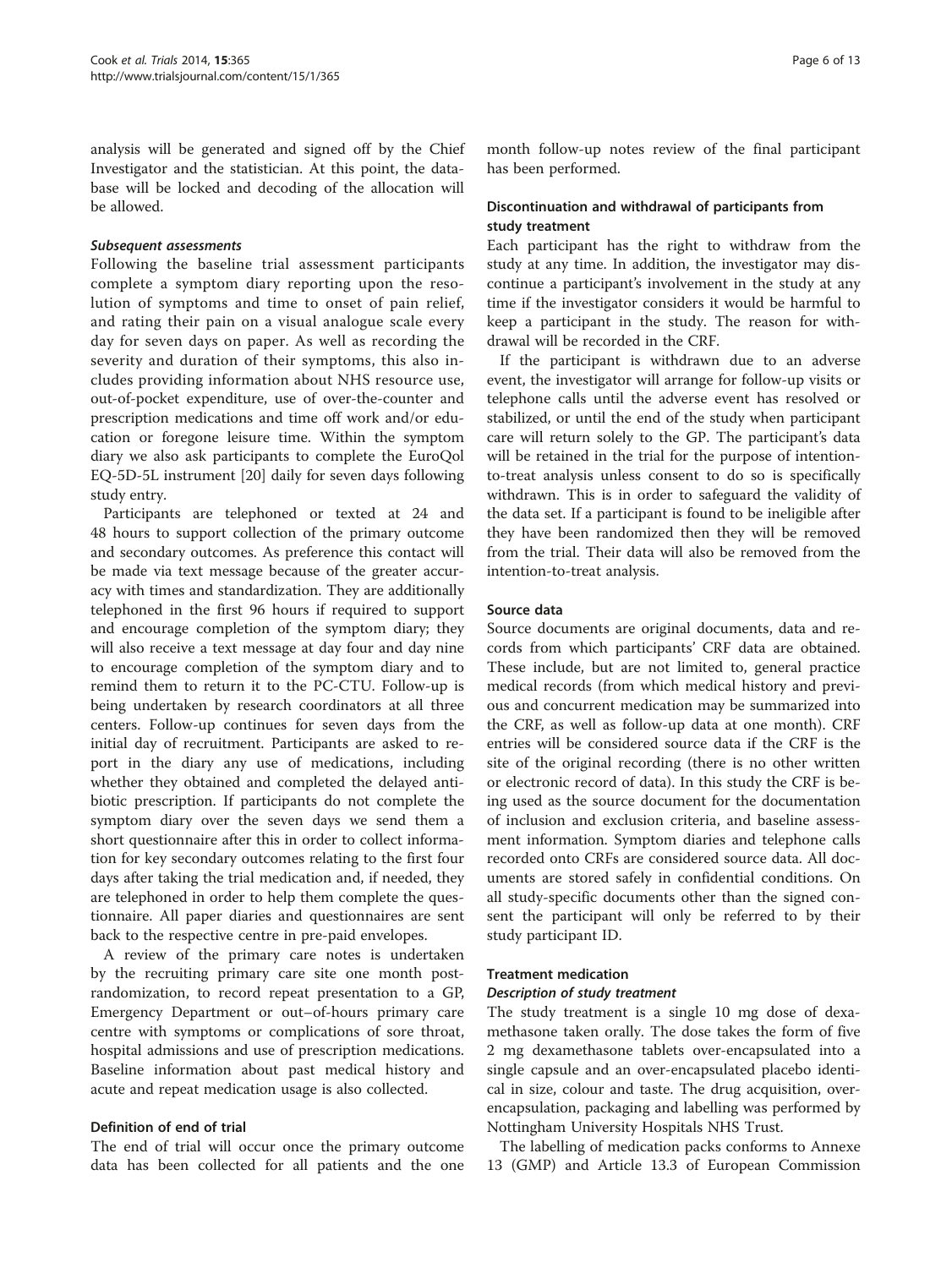analysis will be generated and signed off by the Chief Investigator and the statistician. At this point, the database will be locked and decoding of the allocation will be allowed.

#### *Subsequent assessments*

Following the baseline trial assessment participants complete a symptom diary reporting upon the resolution of symptoms and time to onset of pain relief, and rating their pain on a visual analogue scale every day for seven days on paper. As well as recording the severity and duration of their symptoms, this also includes providing information about NHS resource use, out-of-pocket expenditure, use of over-the-counter and prescription medications and time off work and/or education or foregone leisure time. Within the symptom diary we also ask participants to complete the EuroQol EQ-5D-5L instrument [20] daily for seven days following study entry.

Participants are telephoned or texted at 24 and 48 hours to support collection of the primary outcome and secondary outcomes. As preference this contact will be made via text message because of the greater accuracy with times and standardization. They are additionally telephoned in the first 96 hours if required to support and encourage completion of the symptom diary; they will also receive a text message at day four and day nine to encourage completion of the symptom diary and to remind them to return it to the PC-CTU. Follow-up is being undertaken by research coordinators at all three centers. Follow-up continues for seven days from the initial day of recruitment. Participants are asked to report in the diary any use of medications, including whether they obtained and completed the delayed antibiotic prescription. If participants do not complete the symptom diary over the seven days we send them a short questionnaire after this in order to collect information for key secondary outcomes relating to the first four days after taking the trial medication and, if needed, they are telephoned in order to help them complete the questionnaire. All paper diaries and questionnaires are sent back to the respective centre in pre-paid envelopes.

A review of the primary care notes is undertaken by the recruiting primary care site one month post-randomization, to record repeat presentation to a GP, Emergency Department or out–of-hours primary care centre with symptoms or complications of sore throat, hospital admissions and use of prescription medications. Baseline information about past medical history and acute and repeat medication usage is also collected.

### Definition of end of trial

The end of trial will occur once the primary outcome data has been collected for all patients and the one month follow-up notes review of the final participant has been performed.

### Discontinuation and withdrawal of participants from study treatment

Each participant has the right to withdraw from the study at any time. In addition, the investigator may discontinue a participant's involvement in the study at any time if the investigator considers it would be harmful to keep a participant in the study. The reason for withdrawal will be recorded in the CRF.

If the participant is withdrawn due to an adverse event, the investigator will arrange for follow-up visits or telephone calls until the adverse event has resolved or stabilized, or until the end of the study when participant care will return solely to the GP. The participant's data will be retained in the trial for the purpose of intention-to-treat analysis unless consent to do so is specifically withdrawn. This is in order to safeguard the validity of the data set. If a participant is found to be ineligible after they have been randomized then they will be removed from the trial. Their data will also be removed from the intention-to-treat analysis.

### Source data

Source documents are original documents, data and records from which participants' CRF data are obtained. These include, but are not limited to, general practice medical records (from which medical history and previous and concurrent medication may be summarized into the CRF, as well as follow-up data at one month). CRF entries will be considered source data if the CRF is the site of the original recording (there is no other written or electronic record of data). In this study the CRF is being used as the source document for the documentation of inclusion and exclusion criteria, and baseline assessment information. Symptom diaries and telephone calls recorded onto CRFs are considered source data. All documents are stored safely in confidential conditions. On all study-specific documents other than the signed consent the participant will only be referred to by their study participant ID.

### Treatment medication

#### *Description of study treatment*

The study treatment is a single 10 mg dose of dexamethasone taken orally. The dose takes the form of five 2 mg dexamethasone tablets over-encapsulated into a single capsule and an over-encapsulated placebo identical in size, colour and taste. The drug acquisition, over-encapsulation, packaging and labelling was performed by Nottingham University Hospitals NHS Trust.

The labelling of medication packs conforms to Annexe 13 (GMP) and Article 13.3 of European Commission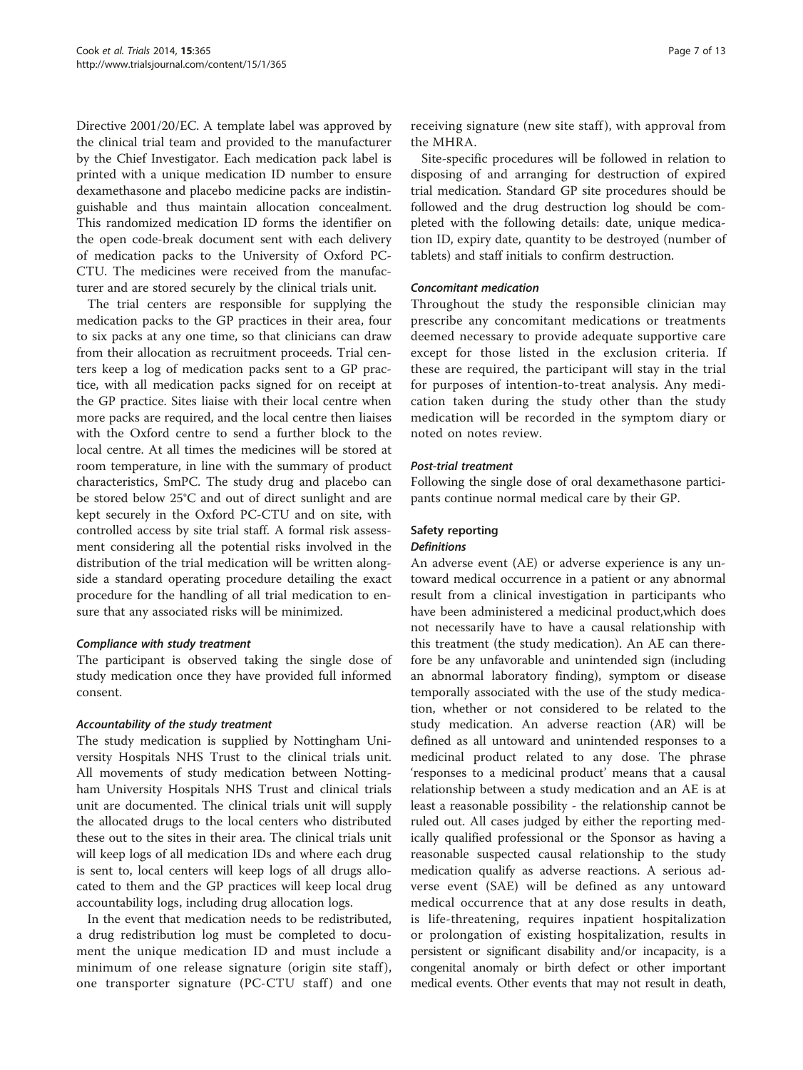Directive 2001/20/EC. A template label was approved by the clinical trial team and provided to the manufacturer by the Chief Investigator. Each medication pack label is printed with a unique medication ID number to ensure dexamethasone and placebo medicine packs are indistinguishable and thus maintain allocation concealment. This randomized medication ID forms the identifier on the open code-break document sent with each delivery of medication packs to the University of Oxford PC-CTU. The medicines were received from the manufacturer and are stored securely by the clinical trials unit.

The trial centers are responsible for supplying the medication packs to the GP practices in their area, four to six packs at any one time, so that clinicians can draw from their allocation as recruitment proceeds. Trial centers keep a log of medication packs sent to a GP practice, with all medication packs signed for on receipt at the GP practice. Sites liaise with their local centre when more packs are required, and the local centre then liaises with the Oxford centre to send a further block to the local centre. At all times the medicines will be stored at room temperature, in line with the summary of product characteristics, SmPC. The study drug and placebo can be stored below 25°C and out of direct sunlight and are kept securely in the Oxford PC-CTU and on site, with controlled access by site trial staff. A formal risk assessment considering all the potential risks involved in the distribution of the trial medication will be written alongside a standard operating procedure detailing the exact procedure for the handling of all trial medication to ensure that any associated risks will be minimized.

#### *Compliance with study treatment*

The participant is observed taking the single dose of study medication once they have provided full informed consent.

#### *Accountability of the study treatment*

The study medication is supplied by Nottingham University Hospitals NHS Trust to the clinical trials unit. All movements of study medication between Nottingham University Hospitals NHS Trust and clinical trials unit are documented. The clinical trials unit will supply the allocated drugs to the local centers who distributed these out to the sites in their area. The clinical trials unit will keep logs of all medication IDs and where each drug is sent to, local centers will keep logs of all drugs allocated to them and the GP practices will keep local drug accountability logs, including drug allocation logs.

In the event that medication needs to be redistributed, a drug redistribution log must be completed to document the unique medication ID and must include a minimum of one release signature (origin site staff), one transporter signature (PC-CTU staff) and one receiving signature (new site staff), with approval from the MHRA.

Site-specific procedures will be followed in relation to disposing of and arranging for destruction of expired trial medication. Standard GP site procedures should be followed and the drug destruction log should be completed with the following details: date, unique medication ID, expiry date, quantity to be destroyed (number of tablets) and staff initials to confirm destruction.

#### *Concomitant medication*

Throughout the study the responsible clinician may prescribe any concomitant medications or treatments deemed necessary to provide adequate supportive care except for those listed in the exclusion criteria. If these are required, the participant will stay in the trial for purposes of intention-to-treat analysis. Any medication taken during the study other than the study medication will be recorded in the symptom diary or noted on notes review.

#### *Post-trial treatment*

Following the single dose of oral dexamethasone participants continue normal medical care by their GP.

### Safety reporting

#### *Definitions*

An adverse event (AE) or adverse experience is any untoward medical occurrence in a patient or any abnormal result from a clinical investigation in participants who have been administered a medicinal product,which does not necessarily have to have a causal relationship with this treatment (the study medication). An AE can therefore be any unfavorable and unintended sign (including an abnormal laboratory finding), symptom or disease temporally associated with the use of the study medication, whether or not considered to be related to the study medication. An adverse reaction (AR) will be defined as all untoward and unintended responses to a medicinal product related to any dose. The phrase 'responses to a medicinal product' means that a causal relationship between a study medication and an AE is at least a reasonable possibility - the relationship cannot be ruled out. All cases judged by either the reporting medically qualified professional or the Sponsor as having a reasonable suspected causal relationship to the study medication qualify as adverse reactions. A serious adverse event (SAE) will be defined as any untoward medical occurrence that at any dose results in death, is life-threatening, requires inpatient hospitalization or prolongation of existing hospitalization, results in persistent or significant disability and/or incapacity, is a congenital anomaly or birth defect or other important medical events. Other events that may not result in death,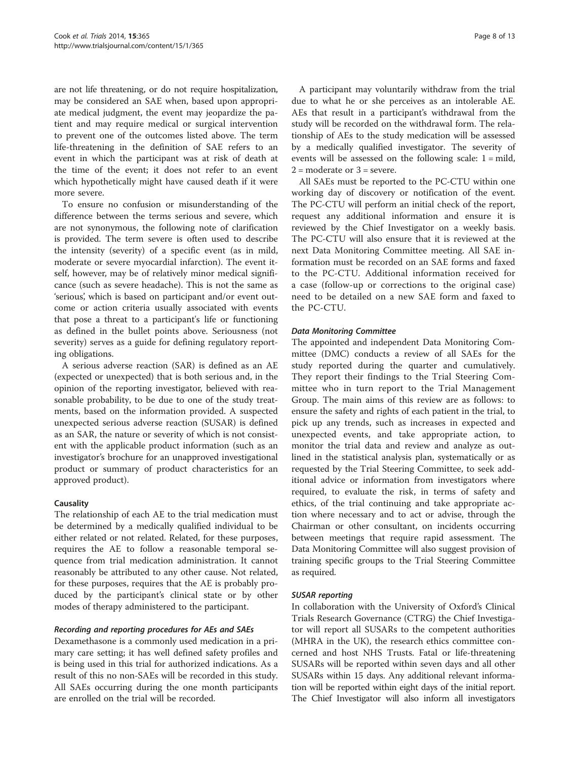are not life threatening, or do not require hospitalization, may be considered an SAE when, based upon appropriate medical judgment, the event may jeopardize the patient and may require medical or surgical intervention to prevent one of the outcomes listed above. The term life-threatening in the definition of SAE refers to an event in which the participant was at risk of death at the time of the event; it does not refer to an event which hypothetically might have caused death if it were more severe.

To ensure no confusion or misunderstanding of the difference between the terms serious and severe, which are not synonymous, the following note of clarification is provided. The term severe is often used to describe the intensity (severity) of a specific event (as in mild, moderate or severe myocardial infarction). The event itself, however, may be of relatively minor medical significance (such as severe headache). This is not the same as 'serious', which is based on participant and/or event outcome or action criteria usually associated with events that pose a threat to a participant's life or functioning as defined in the bullet points above. Seriousness (not severity) serves as a guide for defining regulatory reporting obligations.

A serious adverse reaction (SAR) is defined as an AE (expected or unexpected) that is both serious and, in the opinion of the reporting investigator, believed with reasonable probability, to be due to one of the study treatments, based on the information provided. A suspected unexpected serious adverse reaction (SUSAR) is defined as an SAR, the nature or severity of which is not consistent with the applicable product information (such as an investigator's brochure for an unapproved investigational product or summary of product characteristics for an approved product).

#### Causality

The relationship of each AE to the trial medication must be determined by a medically qualified individual to be either related or not related. Related, for these purposes, requires the AE to follow a reasonable temporal sequence from trial medication administration. It cannot reasonably be attributed to any other cause. Not related, for these purposes, requires that the AE is probably produced by the participant's clinical state or by other modes of therapy administered to the participant.

##### *Recording and reporting procedures for AEs and SAEs*

Dexamethasone is a commonly used medication in a primary care setting; it has well defined safety profiles and is being used in this trial for authorized indications. As a result of this no non-SAEs will be recorded in this study. All SAEs occurring during the one month participants are enrolled on the trial will be recorded.

A participant may voluntarily withdraw from the trial due to what he or she perceives as an intolerable AE. AEs that result in a participant's withdrawal from the study will be recorded on the withdrawal form. The relationship of AEs to the study medication will be assessed by a medically qualified investigator. The severity of events will be assessed on the following scale: 1 = mild, 2 = moderate or 3 = severe.

All SAEs must be reported to the PC-CTU within one working day of discovery or notification of the event. The PC-CTU will perform an initial check of the report, request any additional information and ensure it is reviewed by the Chief Investigator on a weekly basis. The PC-CTU will also ensure that it is reviewed at the next Data Monitoring Committee meeting. All SAE information must be recorded on an SAE forms and faxed to the PC-CTU. Additional information received for a case (follow-up or corrections to the original case) need to be detailed on a new SAE form and faxed to the PC-CTU.

##### *Data Monitoring Committee*

The appointed and independent Data Monitoring Committee (DMC) conducts a review of all SAEs for the study reported during the quarter and cumulatively. They report their findings to the Trial Steering Committee who in turn report to the Trial Management Group. The main aims of this review are as follows: to ensure the safety and rights of each patient in the trial, to pick up any trends, such as increases in expected and unexpected events, and take appropriate action, to monitor the trial data and review and analyze as outlined in the statistical analysis plan, systematically or as requested by the Trial Steering Committee, to seek additional advice or information from investigators where required, to evaluate the risk, in terms of safety and ethics, of the trial continuing and take appropriate action where necessary and to act or advise, through the Chairman or other consultant, on incidents occurring between meetings that require rapid assessment. The Data Monitoring Committee will also suggest provision of training specific groups to the Trial Steering Committee as required.

##### *SUSAR reporting*

In collaboration with the University of Oxford's Clinical Trials Research Governance (CTRG) the Chief Investigator will report all SUSARs to the competent authorities (MHRA in the UK), the research ethics committee concerned and host NHS Trusts. Fatal or life-threatening SUSARs will be reported within seven days and all other SUSARs within 15 days. Any additional relevant information will be reported within eight days of the initial report. The Chief Investigator will also inform all investigators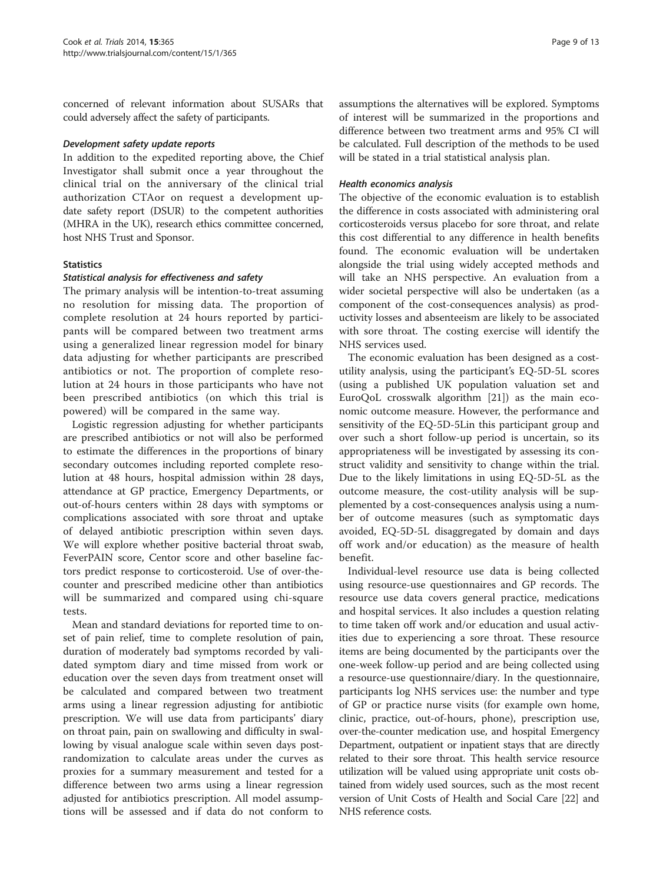concerned of relevant information about SUSARs that could adversely affect the safety of participants.

#### *Development safety update reports*

In addition to the expedited reporting above, the Chief Investigator shall submit once a year throughout the clinical trial on the anniversary of the clinical trial authorization CTAor on request a development update safety report (DSUR) to the competent authorities (MHRA in the UK), research ethics committee concerned, host NHS Trust and Sponsor.

### Statistics

#### *Statistical analysis for effectiveness and safety*

The primary analysis will be intention-to-treat assuming no resolution for missing data. The proportion of complete resolution at 24 hours reported by participants will be compared between two treatment arms using a generalized linear regression model for binary data adjusting for whether participants are prescribed antibiotics or not. The proportion of complete resolution at 24 hours in those participants who have not been prescribed antibiotics (on which this trial is powered) will be compared in the same way.

Logistic regression adjusting for whether participants are prescribed antibiotics or not will also be performed to estimate the differences in the proportions of binary secondary outcomes including reported complete resolution at 48 hours, hospital admission within 28 days, attendance at GP practice, Emergency Departments, or out-of-hours centers within 28 days with symptoms or complications associated with sore throat and uptake of delayed antibiotic prescription within seven days. We will explore whether positive bacterial throat swab, FeverPAIN score, Centor score and other baseline factors predict response to corticosteroid. Use of over-the-counter and prescribed medicine other than antibiotics will be summarized and compared using chi-square tests.

Mean and standard deviations for reported time to onset of pain relief, time to complete resolution of pain, duration of moderately bad symptoms recorded by validated symptom diary and time missed from work or education over the seven days from treatment onset will be calculated and compared between two treatment arms using a linear regression adjusting for antibiotic prescription. We will use data from participants' diary on throat pain, pain on swallowing and difficulty in swallowing by visual analogue scale within seven days post-randomization to calculate areas under the curves as proxies for a summary measurement and tested for a difference between two arms using a linear regression adjusted for antibiotics prescription. All model assumptions will be assessed and if data do not conform to assumptions the alternatives will be explored. Symptoms of interest will be summarized in the proportions and difference between two treatment arms and 95% CI will be calculated. Full description of the methods to be used will be stated in a trial statistical analysis plan.

#### *Health economics analysis*

The objective of the economic evaluation is to establish the difference in costs associated with administering oral corticosteroids versus placebo for sore throat, and relate this cost differential to any difference in health benefits found. The economic evaluation will be undertaken alongside the trial using widely accepted methods and will take an NHS perspective. An evaluation from a wider societal perspective will also be undertaken (as a component of the cost-consequences analysis) as productivity losses and absenteeism are likely to be associated with sore throat. The costing exercise will identify the NHS services used.

The economic evaluation has been designed as a cost-utility analysis, using the participant's EQ-5D-5L scores (using a published UK population valuation set and EuroQoL crosswalk algorithm [21]) as the main economic outcome measure. However, the performance and sensitivity of the EQ-5D-5Lin this participant group and over such a short follow-up period is uncertain, so its appropriateness will be investigated by assessing its construct validity and sensitivity to change within the trial. Due to the likely limitations in using EQ-5D-5L as the outcome measure, the cost-utility analysis will be supplemented by a cost-consequences analysis using a number of outcome measures (such as symptomatic days avoided, EQ-5D-5L disaggregated by domain and days off work and/or education) as the measure of health benefit.

Individual-level resource use data is being collected using resource-use questionnaires and GP records. The resource use data covers general practice, medications and hospital services. It also includes a question relating to time taken off work and/or education and usual activities due to experiencing a sore throat. These resource items are being documented by the participants over the one-week follow-up period and are being collected using a resource-use questionnaire/diary. In the questionnaire, participants log NHS services use: the number and type of GP or practice nurse visits (for example own home, clinic, practice, out-of-hours, phone), prescription use, over-the-counter medication use, and hospital Emergency Department, outpatient or inpatient stays that are directly related to their sore throat. This health service resource utilization will be valued using appropriate unit costs obtained from widely used sources, such as the most recent version of Unit Costs of Health and Social Care [22] and NHS reference costs.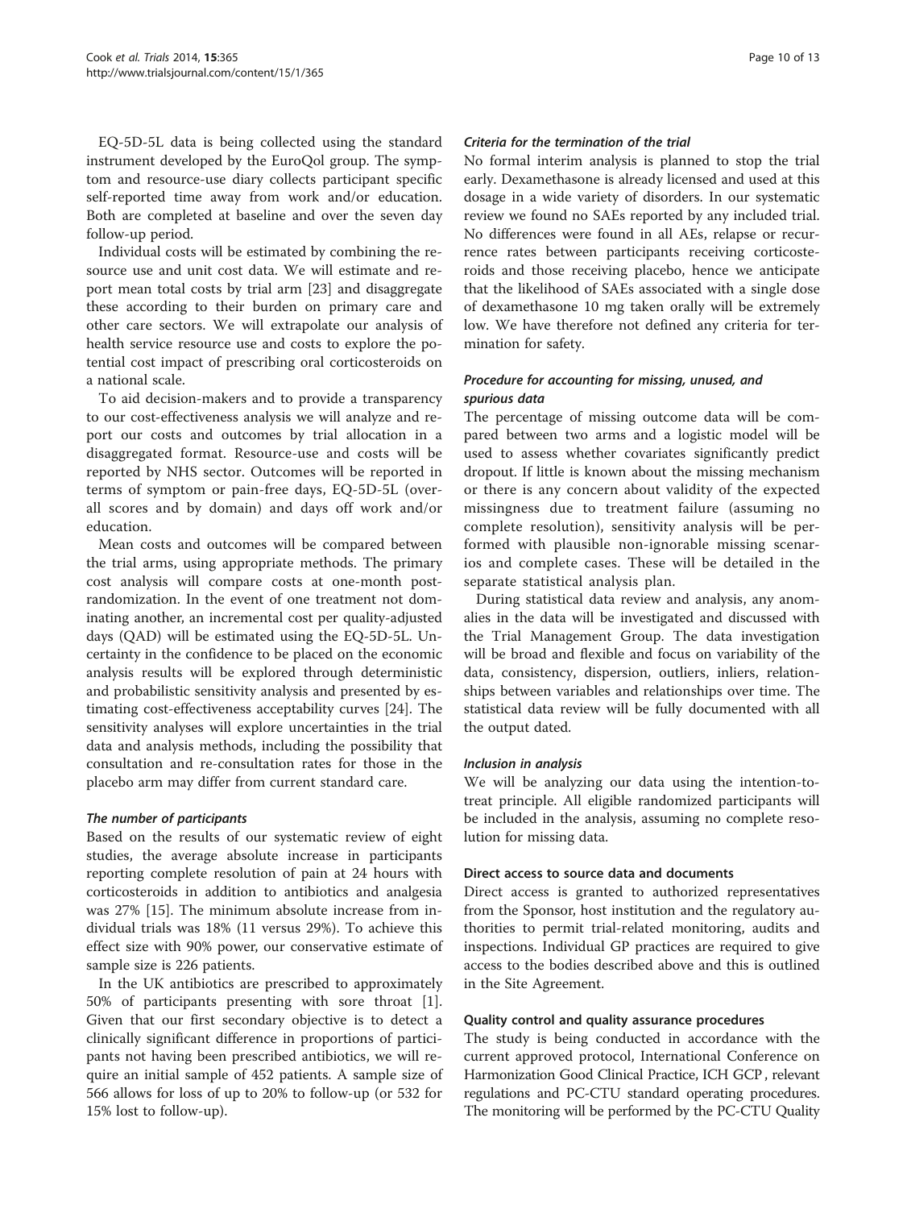EQ-5D-5L data is being collected using the standard instrument developed by the EuroQol group. The symptom and resource-use diary collects participant specific self-reported time away from work and/or education. Both are completed at baseline and over the seven day follow-up period.

Individual costs will be estimated by combining the resource use and unit cost data. We will estimate and report mean total costs by trial arm [23] and disaggregate these according to their burden on primary care and other care sectors. We will extrapolate our analysis of health service resource use and costs to explore the potential cost impact of prescribing oral corticosteroids on a national scale.

To aid decision-makers and to provide a transparency to our cost-effectiveness analysis we will analyze and report our costs and outcomes by trial allocation in a disaggregated format. Resource-use and costs will be reported by NHS sector. Outcomes will be reported in terms of symptom or pain-free days, EQ-5D-5L (overall scores and by domain) and days off work and/or education.

Mean costs and outcomes will be compared between the trial arms, using appropriate methods. The primary cost analysis will compare costs at one-month post-randomization. In the event of one treatment not dominating another, an incremental cost per quality-adjusted days (QAD) will be estimated using the EQ-5D-5L. Uncertainty in the confidence to be placed on the economic analysis results will be explored through deterministic and probabilistic sensitivity analysis and presented by estimating cost-effectiveness acceptability curves [24]. The sensitivity analyses will explore uncertainties in the trial data and analysis methods, including the possibility that consultation and re-consultation rates for those in the placebo arm may differ from current standard care.

#### *The number of participants*

Based on the results of our systematic review of eight studies, the average absolute increase in participants reporting complete resolution of pain at 24 hours with corticosteroids in addition to antibiotics and analgesia was 27% [15]. The minimum absolute increase from individual trials was 18% (11 versus 29%). To achieve this effect size with 90% power, our conservative estimate of sample size is 226 patients.

In the UK antibiotics are prescribed to approximately 50% of participants presenting with sore throat [1]. Given that our first secondary objective is to detect a clinically significant difference in proportions of participants not having been prescribed antibiotics, we will require an initial sample of 452 patients. A sample size of 566 allows for loss of up to 20% to follow-up (or 532 for 15% lost to follow-up).

#### *Criteria for the termination of the trial*

No formal interim analysis is planned to stop the trial early. Dexamethasone is already licensed and used at this dosage in a wide variety of disorders. In our systematic review we found no SAEs reported by any included trial. No differences were found in all AEs, relapse or recurrence rates between participants receiving corticosteroids and those receiving placebo, hence we anticipate that the likelihood of SAEs associated with a single dose of dexamethasone 10 mg taken orally will be extremely low. We have therefore not defined any criteria for termination for safety.

#### *Procedure for accounting for missing, unused, and spurious data*

The percentage of missing outcome data will be compared between two arms and a logistic model will be used to assess whether covariates significantly predict dropout. If little is known about the missing mechanism or there is any concern about validity of the expected missingness due to treatment failure (assuming no complete resolution), sensitivity analysis will be performed with plausible non-ignorable missing scenarios and complete cases. These will be detailed in the separate statistical analysis plan.

During statistical data review and analysis, any anomalies in the data will be investigated and discussed with the Trial Management Group. The data investigation will be broad and flexible and focus on variability of the data, consistency, dispersion, outliers, inliers, relationships between variables and relationships over time. The statistical data review will be fully documented with all the output dated.

#### *Inclusion in analysis*

We will be analyzing our data using the intention-to-treat principle. All eligible randomized participants will be included in the analysis, assuming no complete resolution for missing data.

### Direct access to source data and documents

Direct access is granted to authorized representatives from the Sponsor, host institution and the regulatory authorities to permit trial-related monitoring, audits and inspections. Individual GP practices are required to give access to the bodies described above and this is outlined in the Site Agreement.

### Quality control and quality assurance procedures

The study is being conducted in accordance with the current approved protocol, International Conference on Harmonization Good Clinical Practice, ICH GCP , relevant regulations and PC-CTU standard operating procedures. The monitoring will be performed by the PC-CTU Quality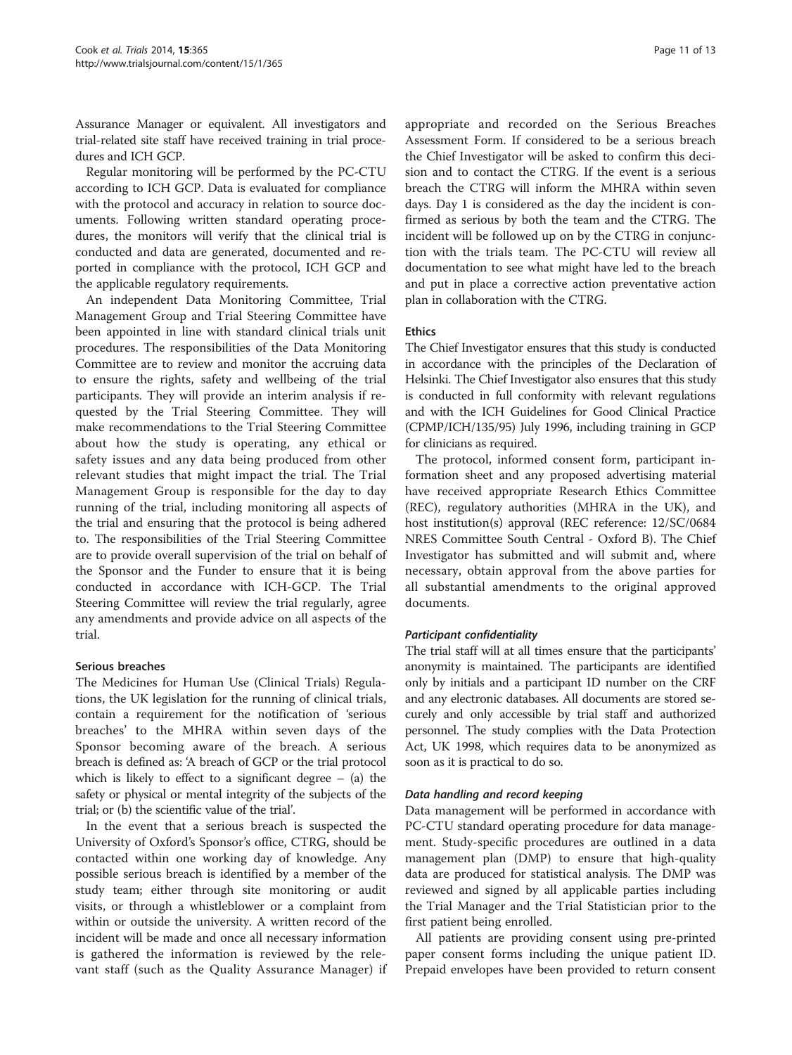Assurance Manager or equivalent. All investigators and trial-related site staff have received training in trial procedures and ICH GCP.

Regular monitoring will be performed by the PC-CTU according to ICH GCP. Data is evaluated for compliance with the protocol and accuracy in relation to source documents. Following written standard operating procedures, the monitors will verify that the clinical trial is conducted and data are generated, documented and reported in compliance with the protocol, ICH GCP and the applicable regulatory requirements.

An independent Data Monitoring Committee, Trial Management Group and Trial Steering Committee have been appointed in line with standard clinical trials unit procedures. The responsibilities of the Data Monitoring Committee are to review and monitor the accruing data to ensure the rights, safety and wellbeing of the trial participants. They will provide an interim analysis if requested by the Trial Steering Committee. They will make recommendations to the Trial Steering Committee about how the study is operating, any ethical or safety issues and any data being produced from other relevant studies that might impact the trial. The Trial Management Group is responsible for the day to day running of the trial, including monitoring all aspects of the trial and ensuring that the protocol is being adhered to. The responsibilities of the Trial Steering Committee are to provide overall supervision of the trial on behalf of the Sponsor and the Funder to ensure that it is being conducted in accordance with ICH-GCP. The Trial Steering Committee will review the trial regularly, agree any amendments and provide advice on all aspects of the trial.

#### Serious breaches

The Medicines for Human Use (Clinical Trials) Regulations, the UK legislation for the running of clinical trials, contain a requirement for the notification of 'serious breaches' to the MHRA within seven days of the Sponsor becoming aware of the breach. A serious breach is defined as: 'A breach of GCP or the trial protocol which is likely to effect to a significant degree – (a) the safety or physical or mental integrity of the subjects of the trial; or (b) the scientific value of the trial'.

In the event that a serious breach is suspected the University of Oxford's Sponsor's office, CTRG, should be contacted within one working day of knowledge. Any possible serious breach is identified by a member of the study team; either through site monitoring or audit visits, or through a whistleblower or a complaint from within or outside the university. A written record of the incident will be made and once all necessary information is gathered the information is reviewed by the relevant staff (such as the Quality Assurance Manager) if appropriate and recorded on the Serious Breaches Assessment Form. If considered to be a serious breach the Chief Investigator will be asked to confirm this decision and to contact the CTRG. If the event is a serious breach the CTRG will inform the MHRA within seven days. Day 1 is considered as the day the incident is confirmed as serious by both the team and the CTRG. The incident will be followed up on by the CTRG in conjunction with the trials team. The PC-CTU will review all documentation to see what might have led to the breach and put in place a corrective action preventative action plan in collaboration with the CTRG.

#### Ethics

The Chief Investigator ensures that this study is conducted in accordance with the principles of the Declaration of Helsinki. The Chief Investigator also ensures that this study is conducted in full conformity with relevant regulations and with the ICH Guidelines for Good Clinical Practice (CPMP/ICH/135/95) July 1996, including training in GCP for clinicians as required.

The protocol, informed consent form, participant information sheet and any proposed advertising material have received appropriate Research Ethics Committee (REC), regulatory authorities (MHRA in the UK), and host institution(s) approval (REC reference: 12/SC/0684 NRES Committee South Central - Oxford B). The Chief Investigator has submitted and will submit and, where necessary, obtain approval from the above parties for all substantial amendments to the original approved documents.

##### *Participant confidentiality*

The trial staff will at all times ensure that the participants' anonymity is maintained. The participants are identified only by initials and a participant ID number on the CRF and any electronic databases. All documents are stored securely and only accessible by trial staff and authorized personnel. The study complies with the Data Protection Act, UK 1998, which requires data to be anonymized as soon as it is practical to do so.

##### *Data handling and record keeping*

Data management will be performed in accordance with PC-CTU standard operating procedure for data management. Study-specific procedures are outlined in a data management plan (DMP) to ensure that high-quality data are produced for statistical analysis. The DMP was reviewed and signed by all applicable parties including the Trial Manager and the Trial Statistician prior to the first patient being enrolled.

All patients are providing consent using pre-printed paper consent forms including the unique patient ID. Prepaid envelopes have been provided to return consent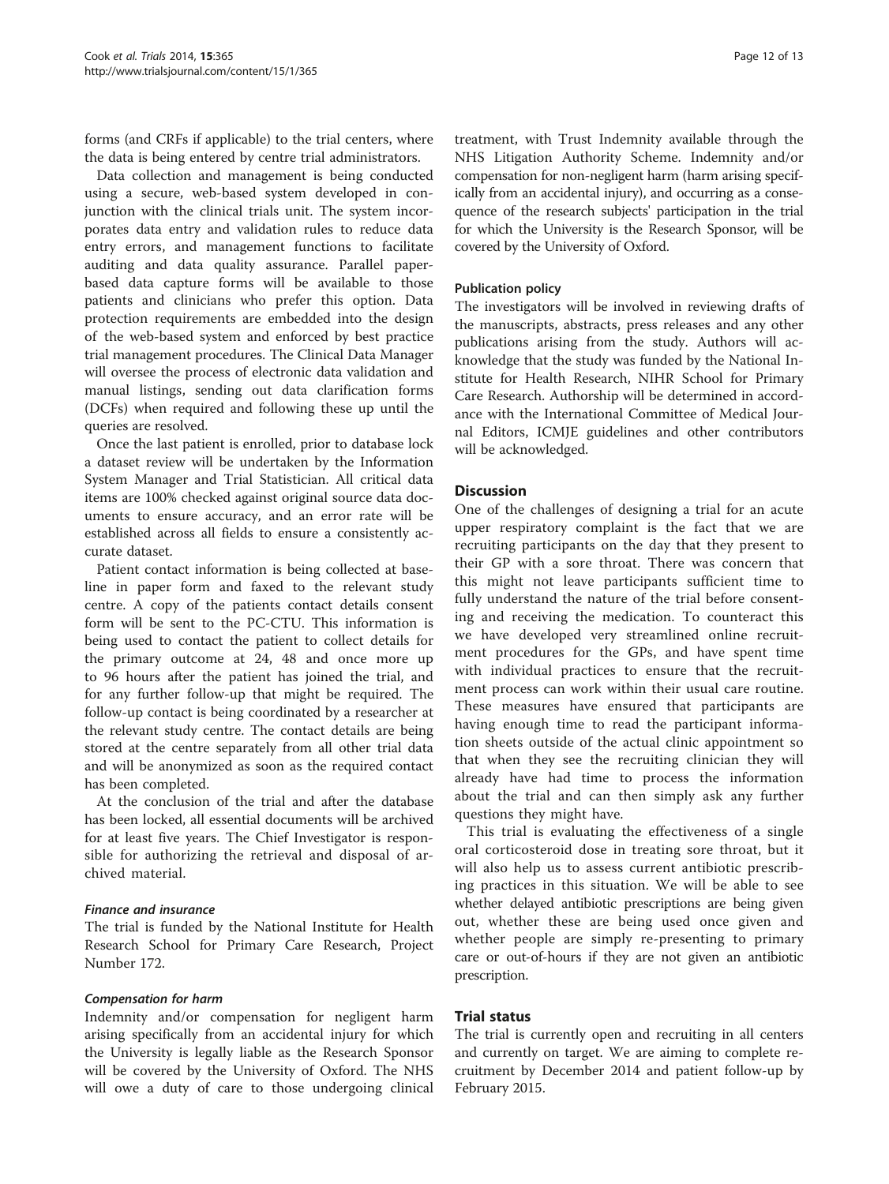forms (and CRFs if applicable) to the trial centers, where the data is being entered by centre trial administrators.

Data collection and management is being conducted using a secure, web-based system developed in conjunction with the clinical trials unit. The system incorporates data entry and validation rules to reduce data entry errors, and management functions to facilitate auditing and data quality assurance. Parallel paper-based data capture forms will be available to those patients and clinicians who prefer this option. Data protection requirements are embedded into the design of the web-based system and enforced by best practice trial management procedures. The Clinical Data Manager will oversee the process of electronic data validation and manual listings, sending out data clarification forms (DCFs) when required and following these up until the queries are resolved.

Once the last patient is enrolled, prior to database lock a dataset review will be undertaken by the Information System Manager and Trial Statistician. All critical data items are 100% checked against original source data documents to ensure accuracy, and an error rate will be established across all fields to ensure a consistently accurate dataset.

Patient contact information is being collected at baseline in paper form and faxed to the relevant study centre. A copy of the patients contact details consent form will be sent to the PC-CTU. This information is being used to contact the patient to collect details for the primary outcome at 24, 48 and once more up to 96 hours after the patient has joined the trial, and for any further follow-up that might be required. The follow-up contact is being coordinated by a researcher at the relevant study centre. The contact details are being stored at the centre separately from all other trial data and will be anonymized as soon as the required contact has been completed.

At the conclusion of the trial and after the database has been locked, all essential documents will be archived for at least five years. The Chief Investigator is responsible for authorizing the retrieval and disposal of archived material.

#### *Finance and insurance*

The trial is funded by the National Institute for Health Research School for Primary Care Research, Project Number 172.

#### *Compensation for harm*

Indemnity and/or compensation for negligent harm arising specifically from an accidental injury for which the University is legally liable as the Research Sponsor will be covered by the University of Oxford. The NHS will owe a duty of care to those undergoing clinical treatment, with Trust Indemnity available through the NHS Litigation Authority Scheme. Indemnity and/or compensation for non-negligent harm (harm arising specifically from an accidental injury), and occurring as a consequence of the research subjects' participation in the trial for which the University is the Research Sponsor, will be covered by the University of Oxford.

### Publication policy

The investigators will be involved in reviewing drafts of the manuscripts, abstracts, press releases and any other publications arising from the study. Authors will acknowledge that the study was funded by the National Institute for Health Research, NIHR School for Primary Care Research. Authorship will be determined in accordance with the International Committee of Medical Journal Editors, ICMJE guidelines and other contributors will be acknowledged.

## Discussion

One of the challenges of designing a trial for an acute upper respiratory complaint is the fact that we are recruiting participants on the day that they present to their GP with a sore throat. There was concern that this might not leave participants sufficient time to fully understand the nature of the trial before consenting and receiving the medication. To counteract this we have developed very streamlined online recruitment procedures for the GPs, and have spent time with individual practices to ensure that the recruitment process can work within their usual care routine. These measures have ensured that participants are having enough time to read the participant information sheets outside of the actual clinic appointment so that when they see the recruiting clinician they will already have had time to process the information about the trial and can then simply ask any further questions they might have.

This trial is evaluating the effectiveness of a single oral corticosteroid dose in treating sore throat, but it will also help us to assess current antibiotic prescribing practices in this situation. We will be able to see whether delayed antibiotic prescriptions are being given out, whether these are being used once given and whether people are simply re-presenting to primary care or out-of-hours if they are not given an antibiotic prescription.

## Trial status

The trial is currently open and recruiting in all centers and currently on target. We are aiming to complete recruitment by December 2014 and patient follow-up by February 2015.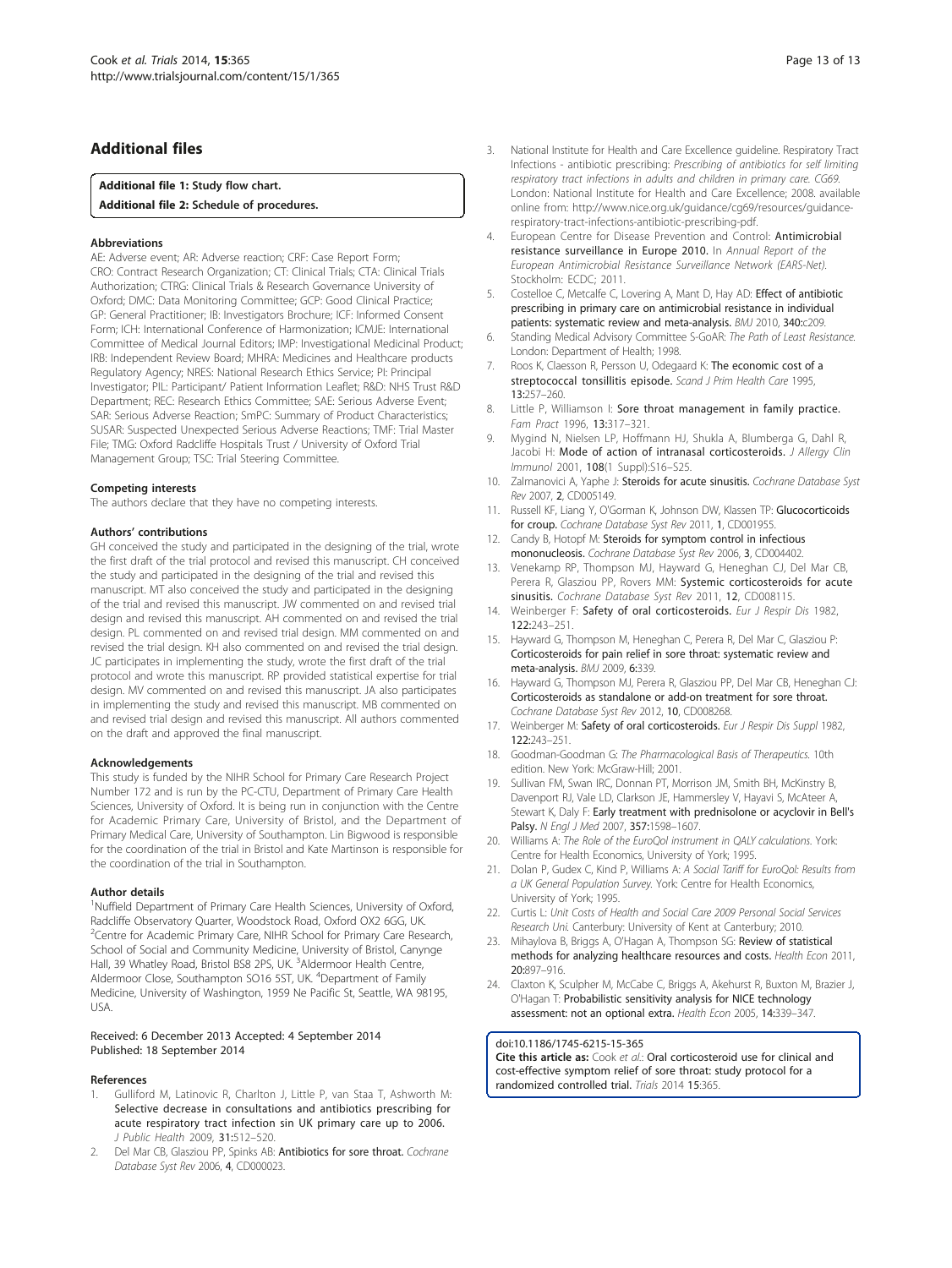## Additional files

**Additional file 1:** Study flow chart.

**Additional file 2:** Schedule of procedures.

#### Abbreviations

AE: Adverse event; AR: Adverse reaction; CRF: Case Report Form; CRO: Contract Research Organization; CT: Clinical Trials; CTA: Clinical Trials Authorization; CTRG: Clinical Trials & Research Governance University of Oxford; DMC: Data Monitoring Committee; GCP: Good Clinical Practice; GP: General Practitioner; IB: Investigators Brochure; ICF: Informed Consent Form; ICH: International Conference of Harmonization; ICMJE: International Committee of Medical Journal Editors; IMP: Investigational Medicinal Product; IRB: Independent Review Board; MHRA: Medicines and Healthcare products Regulatory Agency; NRES: National Research Ethics Service; PI: Principal Investigator; PIL: Participant/ Patient Information Leaflet; R&D: NHS Trust R&D Department; REC: Research Ethics Committee; SAE: Serious Adverse Event; SAR: Serious Adverse Reaction; SmPC: Summary of Product Characteristics; SUSAR: Suspected Unexpected Serious Adverse Reactions; TMF: Trial Master File; TMG: Oxford Radcliffe Hospitals Trust / University of Oxford Trial Management Group; TSC: Trial Steering Committee.

#### Competing interests

The authors declare that they have no competing interests.

#### Authors' contributions

GH conceived the study and participated in the designing of the trial, wrote the first draft of the trial protocol and revised this manuscript. CH conceived the study and participated in the designing of the trial and revised this manuscript. MT also conceived the study and participated in the designing of the trial and revised this manuscript. JW commented on and revised trial design and revised this manuscript. AH commented on and revised the trial design. PL commented on and revised trial design. MM commented on and revised the trial design. KH also commented on and revised the trial design. JC participates in implementing the study, wrote the first draft of the trial protocol and wrote this manuscript. RP provided statistical expertise for trial design. MV commented on and revised this manuscript. JA also participates in implementing the study and revised this manuscript. MB commented on and revised trial design and revised this manuscript. All authors commented on the draft and approved the final manuscript.

#### Acknowledgements

This study is funded by the NIHR School for Primary Care Research Project Number 172 and is run by the PC-CTU, Department of Primary Care Health Sciences, University of Oxford. It is being run in conjunction with the Centre for Academic Primary Care, University of Bristol, and the Department of Primary Medical Care, University of Southampton. Lin Bigwood is responsible for the coordination of the trial in Bristol and Kate Martinson is responsible for the coordination of the trial in Southampton.

#### Author details

[1]Nuffield Department of Primary Care Health Sciences, University of Oxford, Radcliffe Observatory Quarter, Woodstock Road, Oxford OX2 6GG, UK. [2]Centre for Academic Primary Care, NIHR School for Primary Care Research, School of Social and Community Medicine, University of Bristol, Canynge Hall, 39 Whatley Road, Bristol BS8 2PS, UK. [3]Aldermoor Health Centre, Aldermoor Close, Southampton SO16 5ST, UK. [4]Department of Family Medicine, University of Washington, 1959 Ne Pacific St, Seattle, WA 98195, USA.

Received: 6 December 2013 Accepted: 4 September 2014
Published: 18 September 2014

#### References

1. Gulliford M, Latinovic R, Charlton J, Little P, van Staa T, Ashworth M: **Selective decrease in consultations and antibiotics prescribing for acute respiratory tract infection sin UK primary care up to 2006.** *J Public Health* 2009, **31:**512–520.
2. Del Mar CB, Glasziou PP, Spinks AB: **Antibiotics for sore throat.** *Cochrane Database Syst Rev* 2006, **4**, CD000023.
3. National Institute for Health and Care Excellence guideline. Respiratory Tract Infections - antibiotic prescribing: *Prescribing of antibiotics for self limiting respiratory tract infections in adults and children in primary care. CG69.* London: National Institute for Health and Care Excellence; 2008. available online from: http://www.nice.org.uk/guidance/cg69/resources/guidance-respiratory-tract-infections-antibiotic-prescribing-pdf.
4. European Centre for Disease Prevention and Control: **Antimicrobial resistance surveillance in Europe 2010.** In *Annual Report of the European Antimicrobial Resistance Surveillance Network (EARS-Net).* Stockholm: ECDC; 2011.
5. Costelloe C, Metcalfe C, Lovering A, Mant D, Hay AD: **Effect of antibiotic prescribing in primary care on antimicrobial resistance in individual patients: systematic review and meta-analysis.** *BMJ* 2010, **340:**c209.
6. Standing Medical Advisory Committee S-GoAR: *The Path of Least Resistance.* London: Department of Health; 1998.
7. Roos K, Claesson R, Persson U, Odegaard K: **The economic cost of a streptococcal tonsillitis episode.** *Scand J Prim Health Care* 1995, **13:**257–260.
8. Little P, Williamson I: **Sore throat management in family practice.** *Fam Pract* 1996, **13:**317–321.
9. Mygind N, Nielsen LP, Hoffmann HJ, Shukla A, Blumberga G, Dahl R, Jacobi H: **Mode of action of intranasal corticosteroids.** *J Allergy Clin Immunol* 2001, **108**(1 Suppl):S16–S25.
10. Zalmanovici A, Yaphe J: **Steroids for acute sinusitis.** *Cochrane Database Syst Rev* 2007, **2**, CD005149.
11. Russell KF, Liang Y, O'Gorman K, Johnson DW, Klassen TP: **Glucocorticoids for croup.** *Cochrane Database Syst Rev* 2011, **1**, CD001955.
12. Candy B, Hotopf M: **Steroids for symptom control in infectious mononucleosis.** *Cochrane Database Syst Rev* 2006, **3**, CD004402.
13. Venekamp RP, Thompson MJ, Hayward G, Heneghan CJ, Del Mar CB, Perera R, Glasziou PP, Rovers MM: **Systemic corticosteroids for acute sinusitis.** *Cochrane Database Syst Rev* 2011, **12**, CD008115.
14. Weinberger F: **Safety of oral corticosteroids.** *Eur J Respir Dis* 1982, **122:**243–251.
15. Hayward G, Thompson M, Heneghan C, Perera R, Del Mar C, Glasziou P: **Corticosteroids for pain relief in sore throat: systematic review and meta-analysis.** *BMJ* 2009, **6:**339.
16. Hayward G, Thompson MJ, Perera R, Glasziou PP, Del Mar CB, Heneghan CJ: **Corticosteroids as standalone or add-on treatment for sore throat.** *Cochrane Database Syst Rev* 2012, **10**, CD008268.
17. Weinberger M: **Safety of oral corticosteroids.** *Eur J Respir Dis Suppl* 1982, **122:**243–251.
18. Goodman-Goodman G: *The Pharmacological Basis of Therapeutics.* 10th edition. New York: McGraw-Hill; 2001.
19. Sullivan FM, Swan IRC, Donnan PT, Morrison JM, Smith BH, McKinstry B, Davenport RJ, Vale LD, Clarkson JE, Hammersley V, Hayavi S, McAteer A, Stewart K, Daly F: **Early treatment with prednisolone or acyclovir in Bell's Palsy.** *N Engl J Med* 2007, **357:**1598–1607.
20. Williams A: *The Role of the EuroQol instrument in QALY calculations.* York: Centre for Health Economics, University of York; 1995.
21. Dolan P, Gudex C, Kind P, Williams A: *A Social Tariff for EuroQol: Results from a UK General Population Survey.* York: Centre for Health Economics, University of York; 1995.
22. Curtis L: *Unit Costs of Health and Social Care 2009 Personal Social Services Research Uni.* Canterbury: University of Kent at Canterbury; 2010.
23. Mihaylova B, Briggs A, O'Hagan A, Thompson SG: **Review of statistical methods for analyzing healthcare resources and costs.** *Health Econ* 2011, **20:**897–916.
24. Claxton K, Sculpher M, McCabe C, Briggs A, Akehurst R, Buxton M, Brazier J, O'Hagan T: **Probabilistic sensitivity analysis for NICE technology assessment: not an optional extra.** *Health Econ* 2005, **14:**339–347.

doi:10.1186/1745-6215-15-365

**Cite this article as:** Cook *et al.*: Oral corticosteroid use for clinical and cost-effective symptom relief of sore throat: study protocol for a randomized controlled trial. *Trials* 2014 **15**:365.